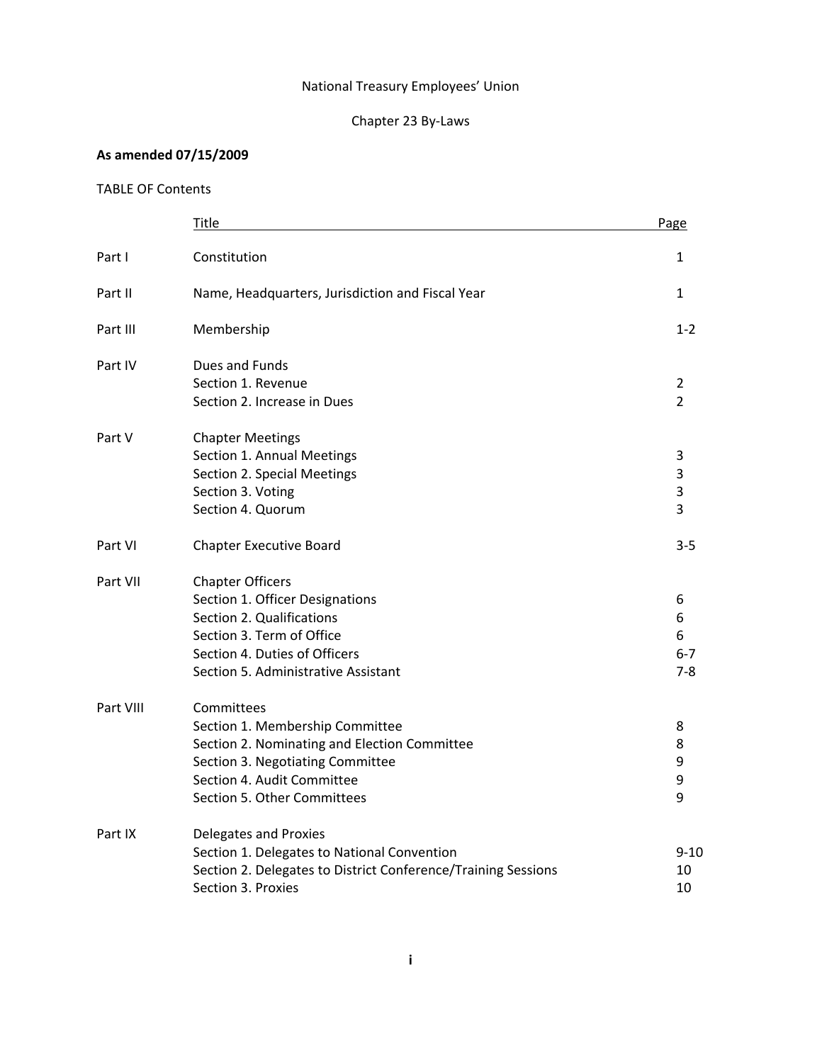National Treasury Employees' Union

Chapter 23 By-Laws

**As amended 07/15/2009**

TABLE OF Contents

| | Title | Page |
|---|---|---|
| Part I | Constitution | 1 |
| Part II | Name, Headquarters, Jurisdiction and Fiscal Year | 1 |
| Part III | Membership | 1-2 |
| Part IV | Dues and Funds | |
| | Section 1. Revenue | 2 |
| | Section 2. Increase in Dues | 2 |
| Part V | Chapter Meetings | |
| | Section 1. Annual Meetings | 3 |
| | Section 2. Special Meetings | 3 |
| | Section 3. Voting | 3 |
| | Section 4. Quorum | 3 |
| Part VI | Chapter Executive Board | 3-5 |
| Part VII | Chapter Officers | |
| | Section 1. Officer Designations | 6 |
| | Section 2. Qualifications | 6 |
| | Section 3. Term of Office | 6 |
| | Section 4. Duties of Officers | 6-7 |
| | Section 5. Administrative Assistant | 7-8 |
| Part VIII | Committees | |
| | Section 1. Membership Committee | 8 |
| | Section 2. Nominating and Election Committee | 8 |
| | Section 3. Negotiating Committee | 9 |
| | Section 4. Audit Committee | 9 |
| | Section 5. Other Committees | 9 |
| Part IX | Delegates and Proxies | |
| | Section 1. Delegates to National Convention | 9-10 |
| | Section 2. Delegates to District Conference/Training Sessions | 10 |
| | Section 3. Proxies | 10 |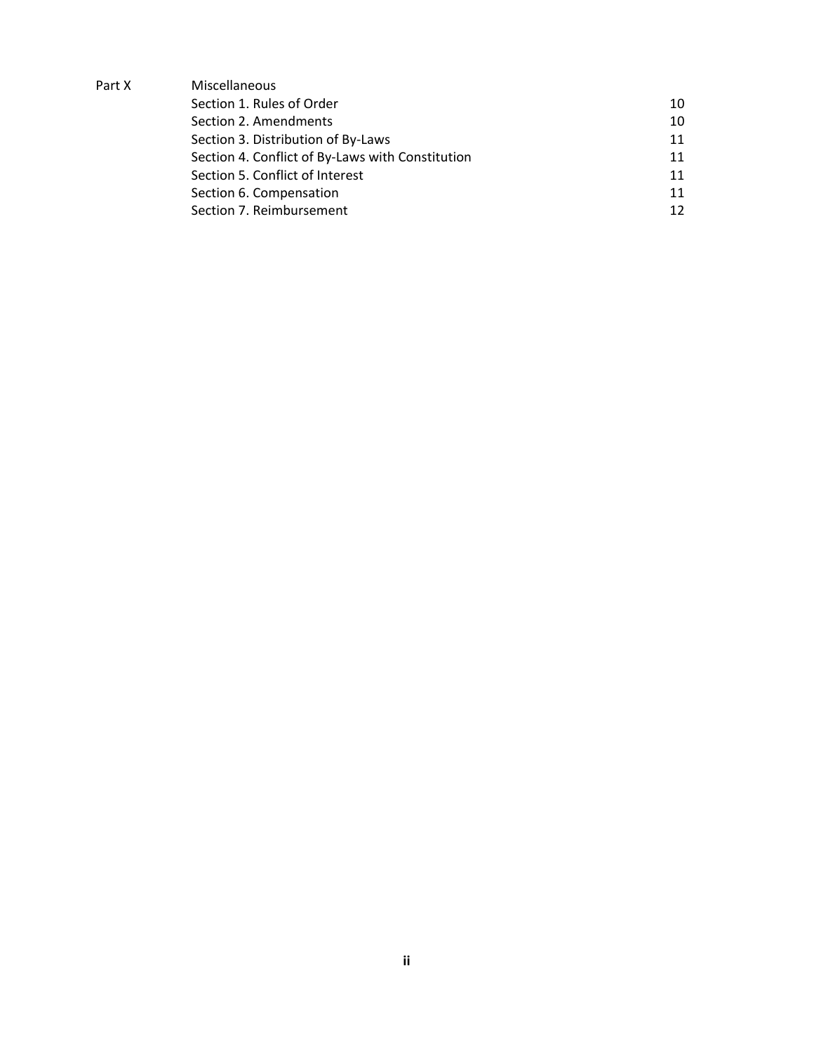| | | |
|---|---|---|
| Part X | Miscellaneous | |
| | Section 1. Rules of Order | 10 |
| | Section 2. Amendments | 10 |
| | Section 3. Distribution of By-Laws | 11 |
| | Section 4. Conflict of By-Laws with Constitution | 11 |
| | Section 5. Conflict of Interest | 11 |
| | Section 6. Compensation | 11 |
| | Section 7. Reimbursement | 12 |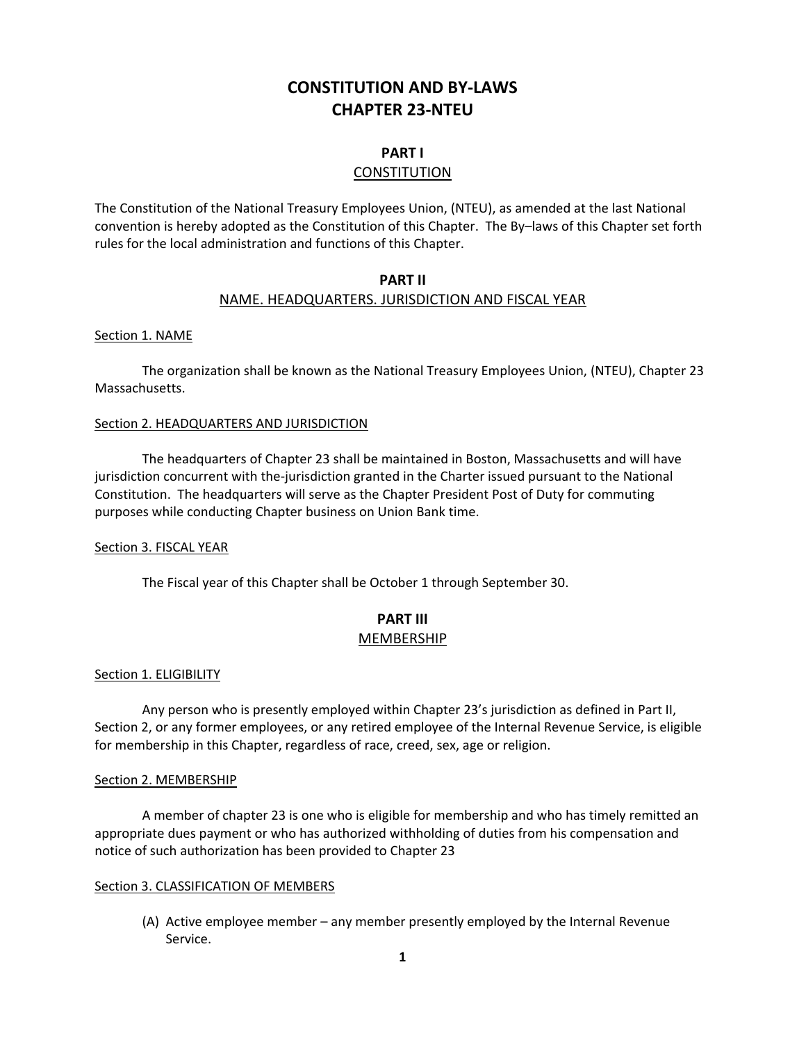# CONSTITUTION AND BY-LAWS
# CHAPTER 23-NTEU

## PART I
## CONSTITUTION

The Constitution of the National Treasury Employees Union, (NTEU), as amended at the last National convention is hereby adopted as the Constitution of this Chapter. The By–laws of this Chapter set forth rules for the local administration and functions of this Chapter.

## PART II
## NAME. HEADQUARTERS. JURISDICTION AND FISCAL YEAR

### Section 1. NAME

The organization shall be known as the National Treasury Employees Union, (NTEU), Chapter 23 Massachusetts.

### Section 2. HEADQUARTERS AND JURISDICTION

The headquarters of Chapter 23 shall be maintained in Boston, Massachusetts and will have jurisdiction concurrent with the-jurisdiction granted in the Charter issued pursuant to the National Constitution. The headquarters will serve as the Chapter President Post of Duty for commuting purposes while conducting Chapter business on Union Bank time.

### Section 3. FISCAL YEAR

The Fiscal year of this Chapter shall be October 1 through September 30.

## PART III
## MEMBERSHIP

### Section 1. ELIGIBILITY

Any person who is presently employed within Chapter 23's jurisdiction as defined in Part II, Section 2, or any former employees, or any retired employee of the Internal Revenue Service, is eligible for membership in this Chapter, regardless of race, creed, sex, age or religion.

### Section 2. MEMBERSHIP

A member of chapter 23 is one who is eligible for membership and who has timely remitted an appropriate dues payment or who has authorized withholding of duties from his compensation and notice of such authorization has been provided to Chapter 23

### Section 3. CLASSIFICATION OF MEMBERS

(A) Active employee member – any member presently employed by the Internal Revenue Service.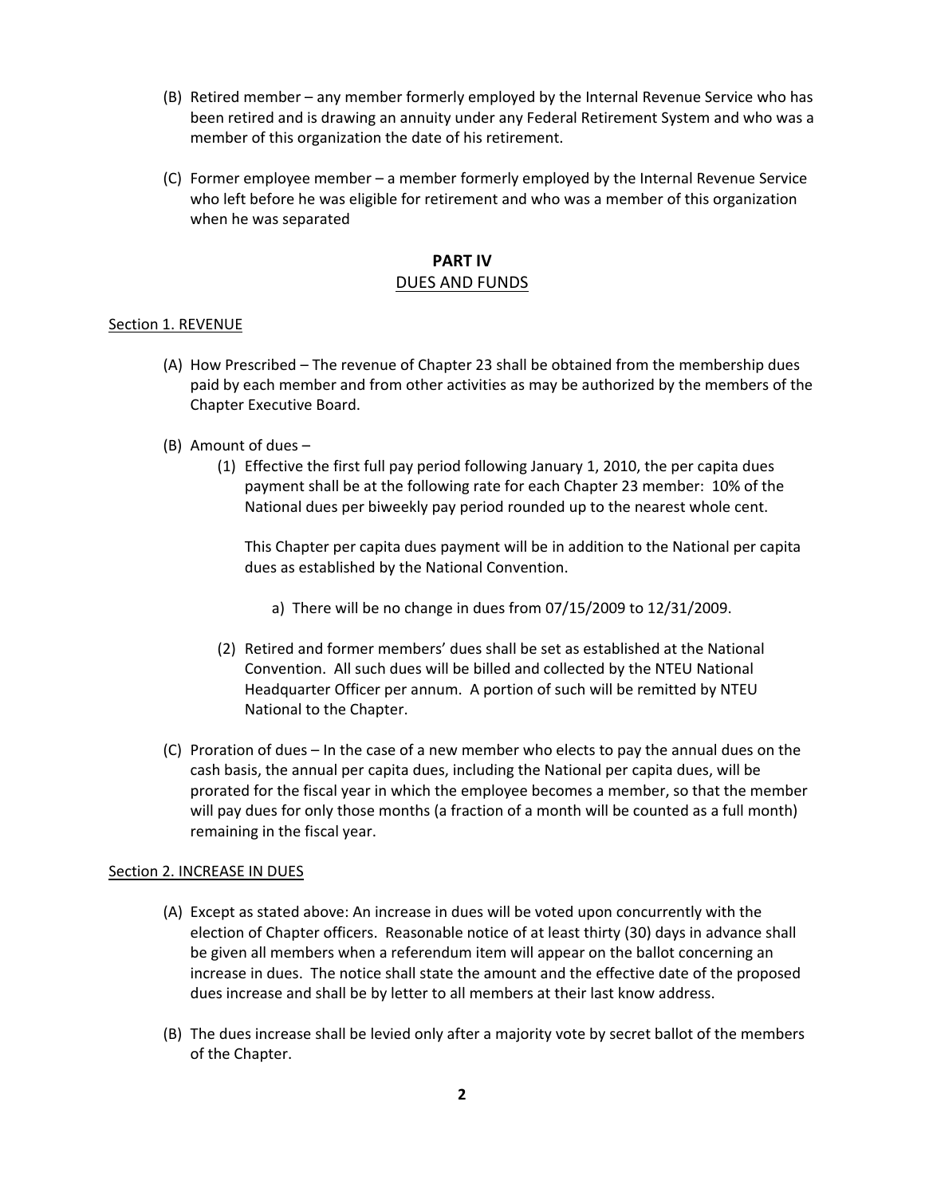(B) Retired member – any member formerly employed by the Internal Revenue Service who has been retired and is drawing an annuity under any Federal Retirement System and who was a member of this organization the date of his retirement.

(C) Former employee member – a member formerly employed by the Internal Revenue Service who left before he was eligible for retirement and who was a member of this organization when he was separated

## PART IV
## DUES AND FUNDS

Section 1. REVENUE

(A) How Prescribed – The revenue of Chapter 23 shall be obtained from the membership dues paid by each member and from other activities as may be authorized by the members of the Chapter Executive Board.

(B) Amount of dues –

(1) Effective the first full pay period following January 1, 2010, the per capita dues payment shall be at the following rate for each Chapter 23 member: 10% of the National dues per biweekly pay period rounded up to the nearest whole cent.

This Chapter per capita dues payment will be in addition to the National per capita dues as established by the National Convention.

a) There will be no change in dues from 07/15/2009 to 12/31/2009.

(2) Retired and former members' dues shall be set as established at the National Convention. All such dues will be billed and collected by the NTEU National Headquarter Officer per annum. A portion of such will be remitted by NTEU National to the Chapter.

(C) Proration of dues – In the case of a new member who elects to pay the annual dues on the cash basis, the annual per capita dues, including the National per capita dues, will be prorated for the fiscal year in which the employee becomes a member, so that the member will pay dues for only those months (a fraction of a month will be counted as a full month) remaining in the fiscal year.

Section 2. INCREASE IN DUES

(A) Except as stated above: An increase in dues will be voted upon concurrently with the election of Chapter officers. Reasonable notice of at least thirty (30) days in advance shall be given all members when a referendum item will appear on the ballot concerning an increase in dues. The notice shall state the amount and the effective date of the proposed dues increase and shall be by letter to all members at their last know address.

(B) The dues increase shall be levied only after a majority vote by secret ballot of the members of the Chapter.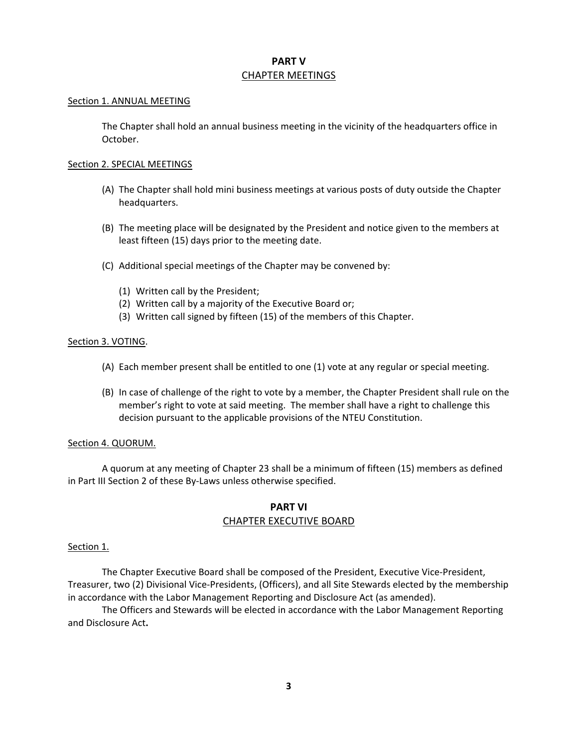## PART V
## CHAPTER MEETINGS

Section 1. ANNUAL MEETING

The Chapter shall hold an annual business meeting in the vicinity of the headquarters office in October.

Section 2. SPECIAL MEETINGS

(A) The Chapter shall hold mini business meetings at various posts of duty outside the Chapter headquarters.

(B) The meeting place will be designated by the President and notice given to the members at least fifteen (15) days prior to the meeting date.

(C) Additional special meetings of the Chapter may be convened by:

(1) Written call by the President;
(2) Written call by a majority of the Executive Board or;
(3) Written call signed by fifteen (15) of the members of this Chapter.

Section 3. VOTING.

(A) Each member present shall be entitled to one (1) vote at any regular or special meeting.

(B) In case of challenge of the right to vote by a member, the Chapter President shall rule on the member's right to vote at said meeting. The member shall have a right to challenge this decision pursuant to the applicable provisions of the NTEU Constitution.

Section 4. QUORUM.

A quorum at any meeting of Chapter 23 shall be a minimum of fifteen (15) members as defined in Part III Section 2 of these By-Laws unless otherwise specified.

## PART VI
## CHAPTER EXECUTIVE BOARD

Section 1.

The Chapter Executive Board shall be composed of the President, Executive Vice-President, Treasurer, two (2) Divisional Vice-Presidents, (Officers), and all Site Stewards elected by the membership in accordance with the Labor Management Reporting and Disclosure Act (as amended).

The Officers and Stewards will be elected in accordance with the Labor Management Reporting and Disclosure Act**.**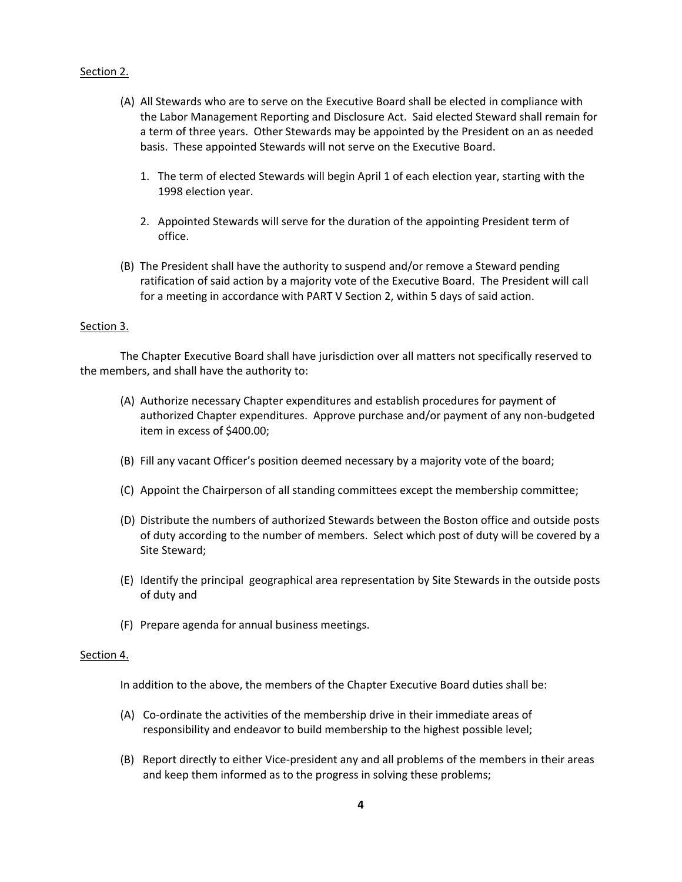Section 2.

(A) All Stewards who are to serve on the Executive Board shall be elected in compliance with the Labor Management Reporting and Disclosure Act. Said elected Steward shall remain for a term of three years. Other Stewards may be appointed by the President on an as needed basis. These appointed Stewards will not serve on the Executive Board.

1. The term of elected Stewards will begin April 1 of each election year, starting with the 1998 election year.

2. Appointed Stewards will serve for the duration of the appointing President term of office.

(B) The President shall have the authority to suspend and/or remove a Steward pending ratification of said action by a majority vote of the Executive Board. The President will call for a meeting in accordance with PART V Section 2, within 5 days of said action.

Section 3.

The Chapter Executive Board shall have jurisdiction over all matters not specifically reserved to the members, and shall have the authority to:

(A) Authorize necessary Chapter expenditures and establish procedures for payment of authorized Chapter expenditures. Approve purchase and/or payment of any non-budgeted item in excess of $400.00;

(B) Fill any vacant Officer's position deemed necessary by a majority vote of the board;

(C) Appoint the Chairperson of all standing committees except the membership committee;

(D) Distribute the numbers of authorized Stewards between the Boston office and outside posts of duty according to the number of members. Select which post of duty will be covered by a Site Steward;

(E) Identify the principal geographical area representation by Site Stewards in the outside posts of duty and

(F) Prepare agenda for annual business meetings.

Section 4.

In addition to the above, the members of the Chapter Executive Board duties shall be:

(A) Co-ordinate the activities of the membership drive in their immediate areas of responsibility and endeavor to build membership to the highest possible level;

(B) Report directly to either Vice-president any and all problems of the members in their areas and keep them informed as to the progress in solving these problems;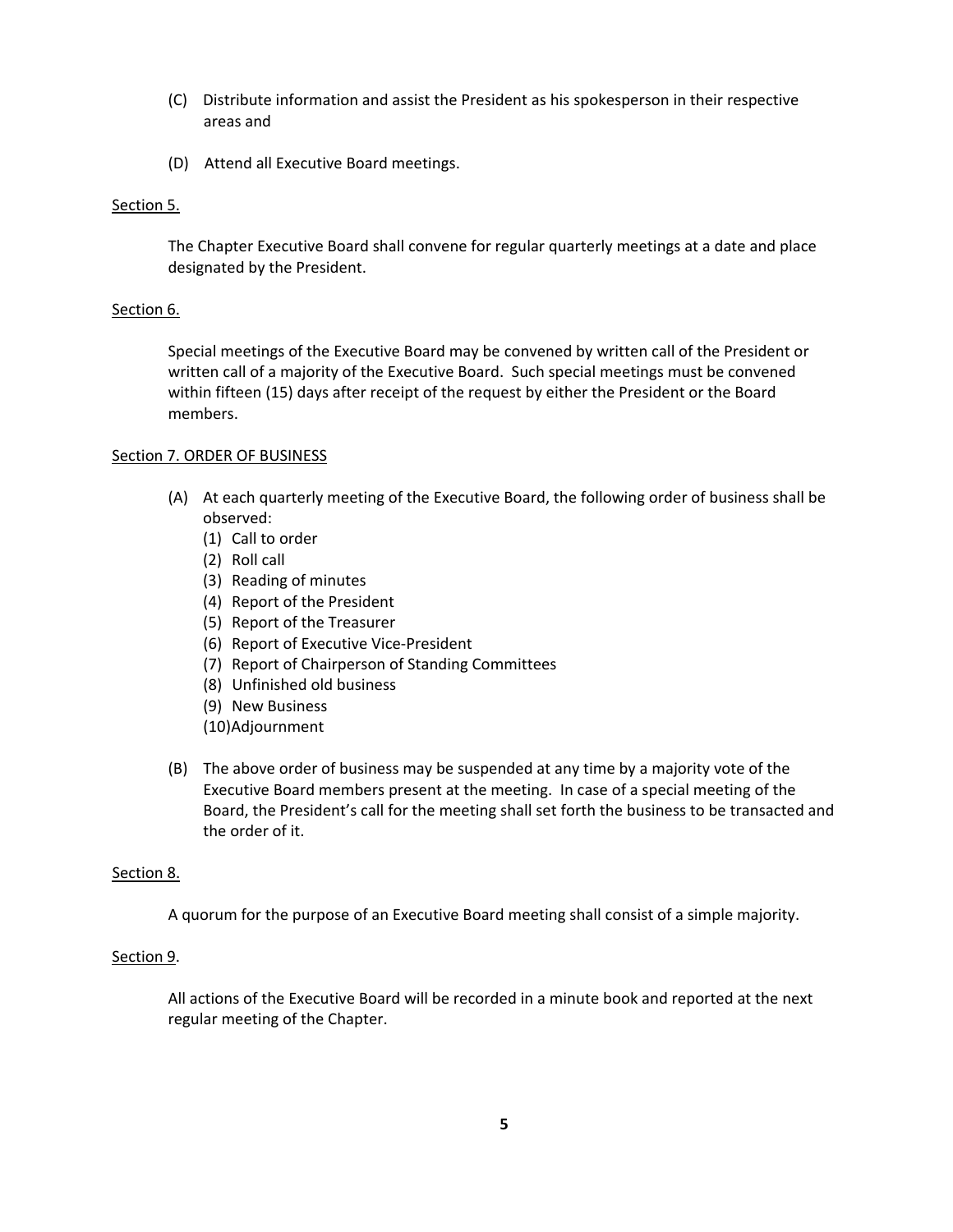(C) Distribute information and assist the President as his spokesperson in their respective areas and

(D) Attend all Executive Board meetings.

Section 5.

The Chapter Executive Board shall convene for regular quarterly meetings at a date and place designated by the President.

Section 6.

Special meetings of the Executive Board may be convened by written call of the President or written call of a majority of the Executive Board. Such special meetings must be convened within fifteen (15) days after receipt of the request by either the President or the Board members.

Section 7. ORDER OF BUSINESS

(A) At each quarterly meeting of the Executive Board, the following order of business shall be observed:
   (1) Call to order
   (2) Roll call
   (3) Reading of minutes
   (4) Report of the President
   (5) Report of the Treasurer
   (6) Report of Executive Vice-President
   (7) Report of Chairperson of Standing Committees
   (8) Unfinished old business
   (9) New Business
   (10) Adjournment

(B) The above order of business may be suspended at any time by a majority vote of the Executive Board members present at the meeting. In case of a special meeting of the Board, the President's call for the meeting shall set forth the business to be transacted and the order of it.

Section 8.

A quorum for the purpose of an Executive Board meeting shall consist of a simple majority.

Section 9.

All actions of the Executive Board will be recorded in a minute book and reported at the next regular meeting of the Chapter.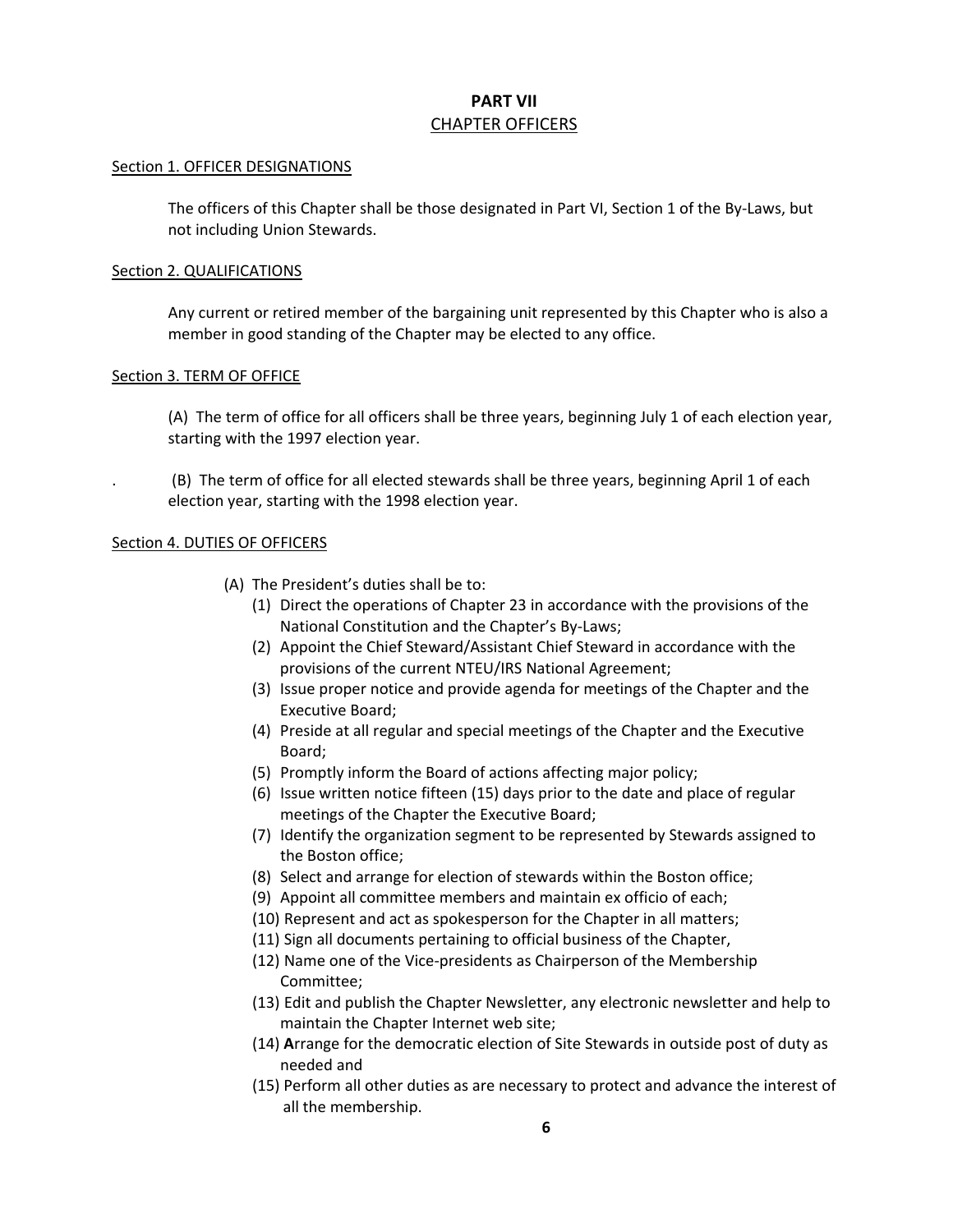# PART VII

## CHAPTER OFFICERS

Section 1. OFFICER DESIGNATIONS

The officers of this Chapter shall be those designated in Part VI, Section 1 of the By-Laws, but not including Union Stewards.

Section 2. QUALIFICATIONS

Any current or retired member of the bargaining unit represented by this Chapter who is also a member in good standing of the Chapter may be elected to any office.

Section 3. TERM OF OFFICE

(A) The term of office for all officers shall be three years, beginning July 1 of each election year, starting with the 1997 election year.

(B) The term of office for all elected stewards shall be three years, beginning April 1 of each election year, starting with the 1998 election year.

Section 4. DUTIES OF OFFICERS

(A) The President's duties shall be to:

(1) Direct the operations of Chapter 23 in accordance with the provisions of the National Constitution and the Chapter's By-Laws;
(2) Appoint the Chief Steward/Assistant Chief Steward in accordance with the provisions of the current NTEU/IRS National Agreement;
(3) Issue proper notice and provide agenda for meetings of the Chapter and the Executive Board;
(4) Preside at all regular and special meetings of the Chapter and the Executive Board;
(5) Promptly inform the Board of actions affecting major policy;
(6) Issue written notice fifteen (15) days prior to the date and place of regular meetings of the Chapter the Executive Board;
(7) Identify the organization segment to be represented by Stewards assigned to the Boston office;
(8) Select and arrange for election of stewards within the Boston office;
(9) Appoint all committee members and maintain ex officio of each;
(10) Represent and act as spokesperson for the Chapter in all matters;
(11) Sign all documents pertaining to official business of the Chapter,
(12) Name one of the Vice-presidents as Chairperson of the Membership Committee;
(13) Edit and publish the Chapter Newsletter, any electronic newsletter and help to maintain the Chapter Internet web site;
(14) **A**rrange for the democratic election of Site Stewards in outside post of duty as needed and
(15) Perform all other duties as are necessary to protect and advance the interest of all the membership.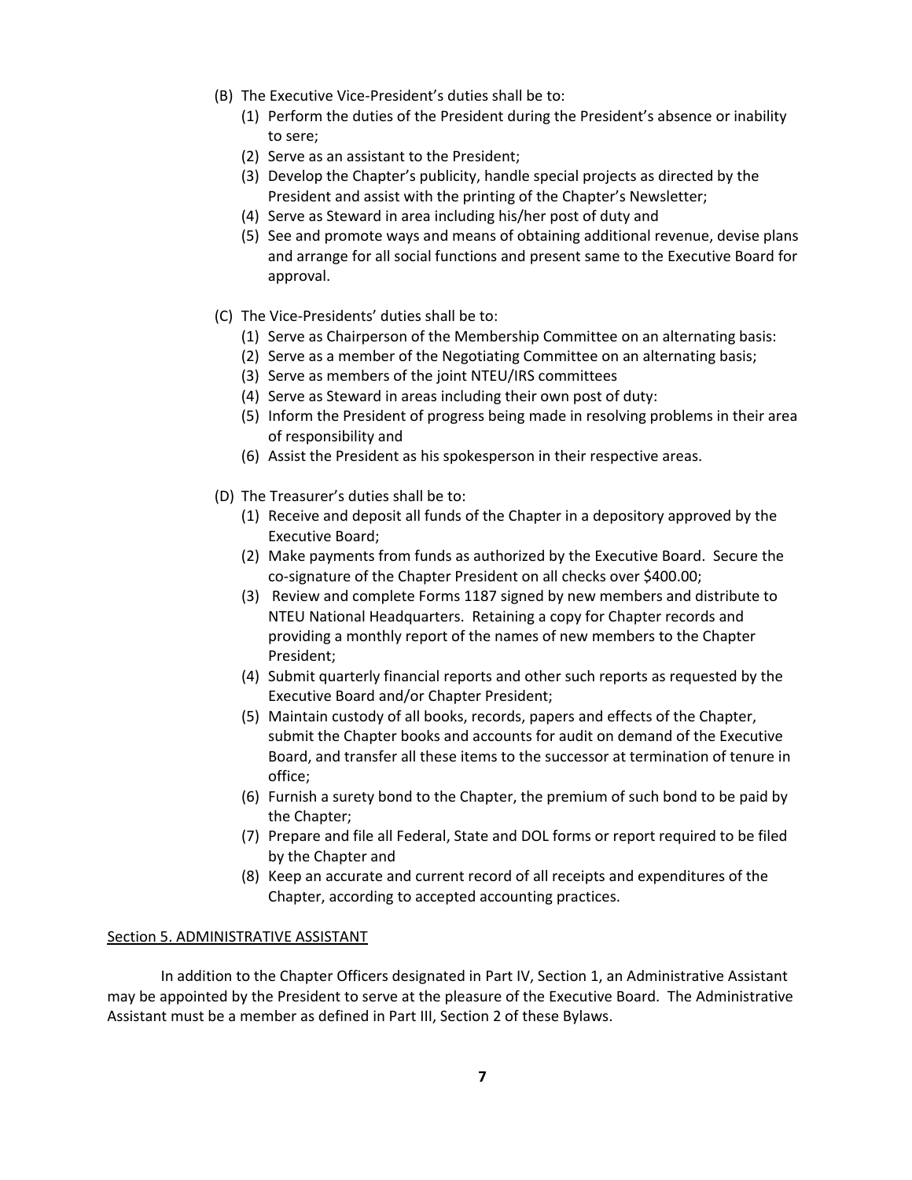(B) The Executive Vice-President's duties shall be to:
   1. (1) Perform the duties of the President during the President's absence or inability to sere;
   2. (2) Serve as an assistant to the President;
   3. (3) Develop the Chapter's publicity, handle special projects as directed by the President and assist with the printing of the Chapter's Newsletter;
   4. (4) Serve as Steward in area including his/her post of duty and
   5. (5) See and promote ways and means of obtaining additional revenue, devise plans and arrange for all social functions and present same to the Executive Board for approval.

(C) The Vice-Presidents' duties shall be to:
   1. (1) Serve as Chairperson of the Membership Committee on an alternating basis:
   2. (2) Serve as a member of the Negotiating Committee on an alternating basis;
   3. (3) Serve as members of the joint NTEU/IRS committees
   4. (4) Serve as Steward in areas including their own post of duty:
   5. (5) Inform the President of progress being made in resolving problems in their area of responsibility and
   6. (6) Assist the President as his spokesperson in their respective areas.

(D) The Treasurer's duties shall be to:
   1. (1) Receive and deposit all funds of the Chapter in a depository approved by the Executive Board;
   2. (2) Make payments from funds as authorized by the Executive Board. Secure the co-signature of the Chapter President on all checks over $400.00;
   3. (3) Review and complete Forms 1187 signed by new members and distribute to NTEU National Headquarters. Retaining a copy for Chapter records and providing a monthly report of the names of new members to the Chapter President;
   4. (4) Submit quarterly financial reports and other such reports as requested by the Executive Board and/or Chapter President;
   5. (5) Maintain custody of all books, records, papers and effects of the Chapter, submit the Chapter books and accounts for audit on demand of the Executive Board, and transfer all these items to the successor at termination of tenure in office;
   6. (6) Furnish a surety bond to the Chapter, the premium of such bond to be paid by the Chapter;
   7. (7) Prepare and file all Federal, State and DOL forms or report required to be filed by the Chapter and
   8. (8) Keep an accurate and current record of all receipts and expenditures of the Chapter, according to accepted accounting practices.

Section 5. ADMINISTRATIVE ASSISTANT

In addition to the Chapter Officers designated in Part IV, Section 1, an Administrative Assistant may be appointed by the President to serve at the pleasure of the Executive Board. The Administrative Assistant must be a member as defined in Part III, Section 2 of these Bylaws.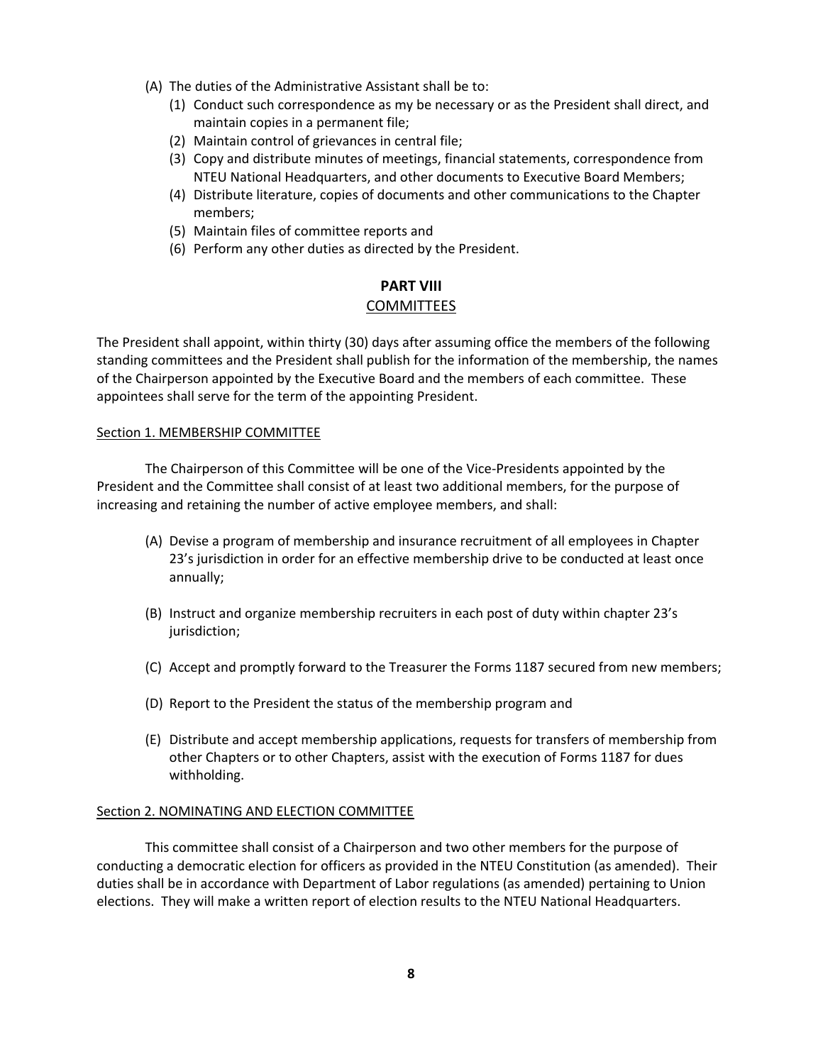(A) The duties of the Administrative Assistant shall be to:
   (1) Conduct such correspondence as my be necessary or as the President shall direct, and maintain copies in a permanent file;
   (2) Maintain control of grievances in central file;
   (3) Copy and distribute minutes of meetings, financial statements, correspondence from NTEU National Headquarters, and other documents to Executive Board Members;
   (4) Distribute literature, copies of documents and other communications to the Chapter members;
   (5) Maintain files of committee reports and
   (6) Perform any other duties as directed by the President.

## PART VIII
## COMMITTEES

The President shall appoint, within thirty (30) days after assuming office the members of the following standing committees and the President shall publish for the information of the membership, the names of the Chairperson appointed by the Executive Board and the members of each committee. These appointees shall serve for the term of the appointing President.

### Section 1. MEMBERSHIP COMMITTEE

The Chairperson of this Committee will be one of the Vice-Presidents appointed by the President and the Committee shall consist of at least two additional members, for the purpose of increasing and retaining the number of active employee members, and shall:

(A) Devise a program of membership and insurance recruitment of all employees in Chapter 23's jurisdiction in order for an effective membership drive to be conducted at least once annually;

(B) Instruct and organize membership recruiters in each post of duty within chapter 23's jurisdiction;

(C) Accept and promptly forward to the Treasurer the Forms 1187 secured from new members;

(D) Report to the President the status of the membership program and

(E) Distribute and accept membership applications, requests for transfers of membership from other Chapters or to other Chapters, assist with the execution of Forms 1187 for dues withholding.

### Section 2. NOMINATING AND ELECTION COMMITTEE

This committee shall consist of a Chairperson and two other members for the purpose of conducting a democratic election for officers as provided in the NTEU Constitution (as amended). Their duties shall be in accordance with Department of Labor regulations (as amended) pertaining to Union elections. They will make a written report of election results to the NTEU National Headquarters.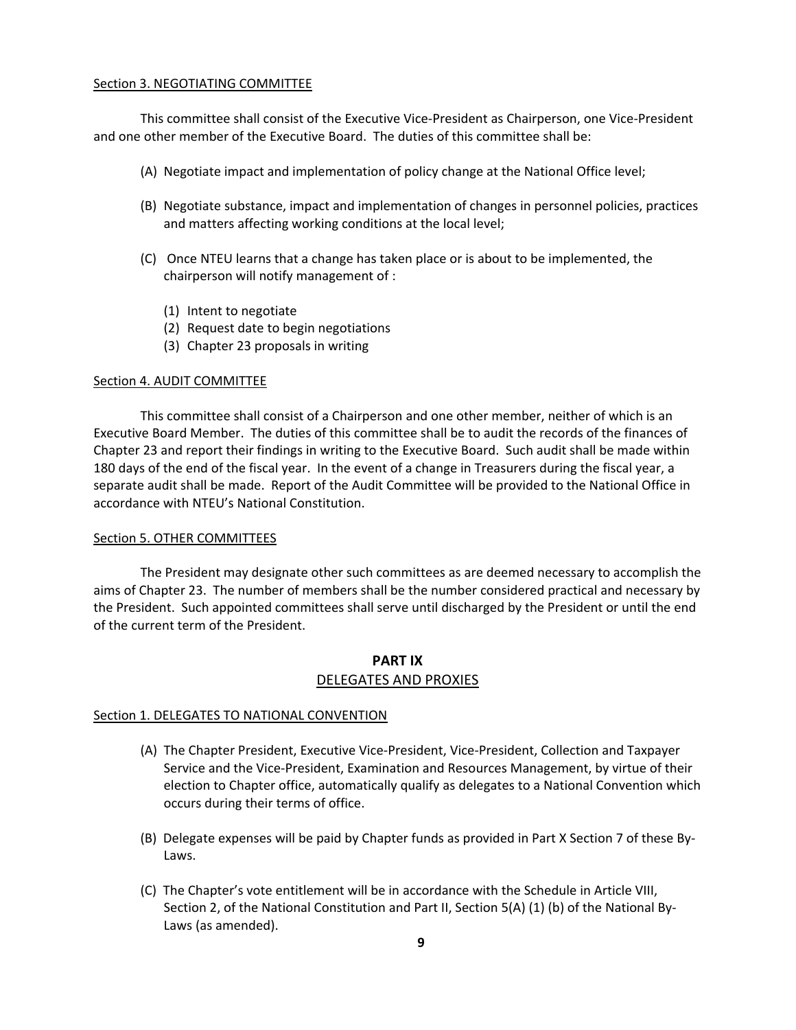Section 3. NEGOTIATING COMMITTEE

This committee shall consist of the Executive Vice-President as Chairperson, one Vice-President and one other member of the Executive Board. The duties of this committee shall be:

(A) Negotiate impact and implementation of policy change at the National Office level;

(B) Negotiate substance, impact and implementation of changes in personnel policies, practices and matters affecting working conditions at the local level;

(C) Once NTEU learns that a change has taken place or is about to be implemented, the chairperson will notify management of :

(1) Intent to negotiate
(2) Request date to begin negotiations
(3) Chapter 23 proposals in writing

Section 4. AUDIT COMMITTEE

This committee shall consist of a Chairperson and one other member, neither of which is an Executive Board Member. The duties of this committee shall be to audit the records of the finances of Chapter 23 and report their findings in writing to the Executive Board. Such audit shall be made within 180 days of the end of the fiscal year. In the event of a change in Treasurers during the fiscal year, a separate audit shall be made. Report of the Audit Committee will be provided to the National Office in accordance with NTEU's National Constitution.

Section 5. OTHER COMMITTEES

The President may designate other such committees as are deemed necessary to accomplish the aims of Chapter 23. The number of members shall be the number considered practical and necessary by the President. Such appointed committees shall serve until discharged by the President or until the end of the current term of the President.

## PART IX
## DELEGATES AND PROXIES

Section 1. DELEGATES TO NATIONAL CONVENTION

(A) The Chapter President, Executive Vice-President, Vice-President, Collection and Taxpayer Service and the Vice-President, Examination and Resources Management, by virtue of their election to Chapter office, automatically qualify as delegates to a National Convention which occurs during their terms of office.

(B) Delegate expenses will be paid by Chapter funds as provided in Part X Section 7 of these By-Laws.

(C) The Chapter's vote entitlement will be in accordance with the Schedule in Article VIII, Section 2, of the National Constitution and Part II, Section 5(A) (1) (b) of the National By-Laws (as amended).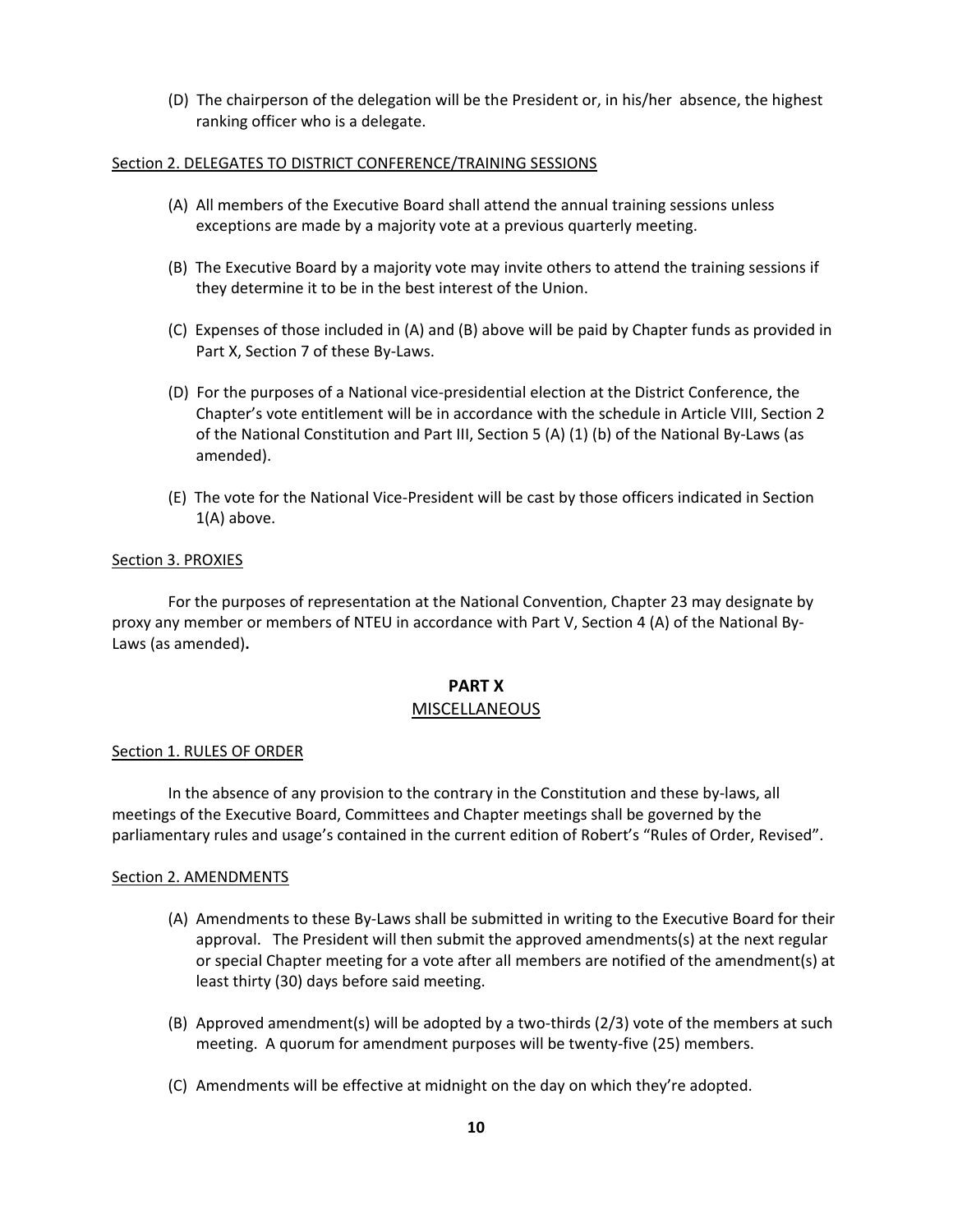(D) The chairperson of the delegation will be the President or, in his/her absence, the highest ranking officer who is a delegate.

Section 2. DELEGATES TO DISTRICT CONFERENCE/TRAINING SESSIONS

(A) All members of the Executive Board shall attend the annual training sessions unless exceptions are made by a majority vote at a previous quarterly meeting.

(B) The Executive Board by a majority vote may invite others to attend the training sessions if they determine it to be in the best interest of the Union.

(C) Expenses of those included in (A) and (B) above will be paid by Chapter funds as provided in Part X, Section 7 of these By-Laws.

(D) For the purposes of a National vice-presidential election at the District Conference, the Chapter's vote entitlement will be in accordance with the schedule in Article VIII, Section 2 of the National Constitution and Part III, Section 5 (A) (1) (b) of the National By-Laws (as amended).

(E) The vote for the National Vice-President will be cast by those officers indicated in Section 1(A) above.

Section 3. PROXIES

For the purposes of representation at the National Convention, Chapter 23 may designate by proxy any member or members of NTEU in accordance with Part V, Section 4 (A) of the National By-Laws (as amended)**.**

## PART X
## MISCELLANEOUS

Section 1. RULES OF ORDER

In the absence of any provision to the contrary in the Constitution and these by-laws, all meetings of the Executive Board, Committees and Chapter meetings shall be governed by the parliamentary rules and usage's contained in the current edition of Robert's "Rules of Order, Revised".

Section 2. AMENDMENTS

(A) Amendments to these By-Laws shall be submitted in writing to the Executive Board for their approval. The President will then submit the approved amendments(s) at the next regular or special Chapter meeting for a vote after all members are notified of the amendment(s) at least thirty (30) days before said meeting.

(B) Approved amendment(s) will be adopted by a two-thirds (2/3) vote of the members at such meeting. A quorum for amendment purposes will be twenty-five (25) members.

(C) Amendments will be effective at midnight on the day on which they're adopted.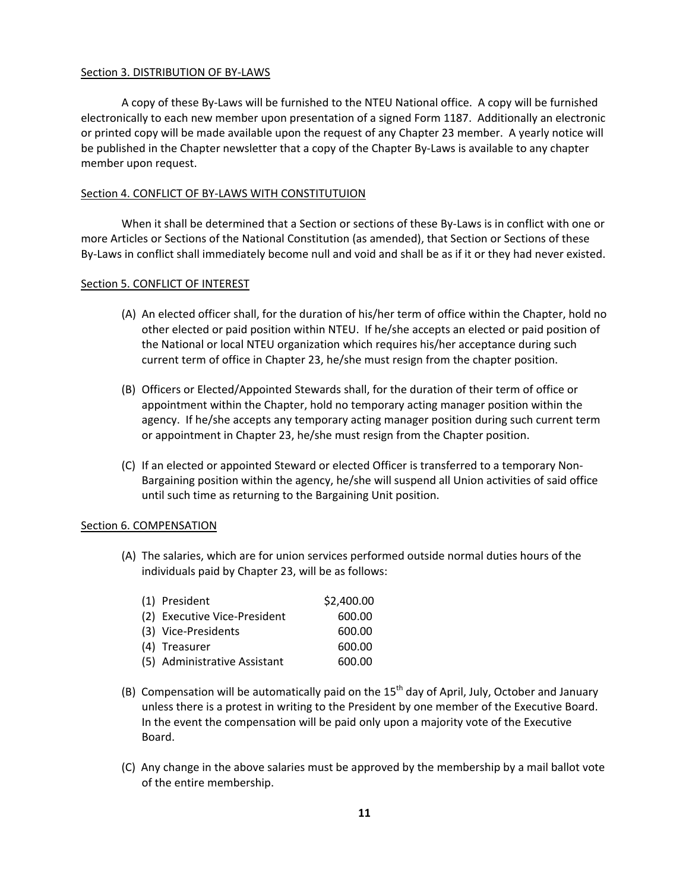Section 3. DISTRIBUTION OF BY-LAWS

A copy of these By-Laws will be furnished to the NTEU National office. A copy will be furnished electronically to each new member upon presentation of a signed Form 1187. Additionally an electronic or printed copy will be made available upon the request of any Chapter 23 member. A yearly notice will be published in the Chapter newsletter that a copy of the Chapter By-Laws is available to any chapter member upon request.

Section 4. CONFLICT OF BY-LAWS WITH CONSTITUTUION

When it shall be determined that a Section or sections of these By-Laws is in conflict with one or more Articles or Sections of the National Constitution (as amended), that Section or Sections of these By-Laws in conflict shall immediately become null and void and shall be as if it or they had never existed.

Section 5. CONFLICT OF INTEREST

(A) An elected officer shall, for the duration of his/her term of office within the Chapter, hold no other elected or paid position within NTEU. If he/she accepts an elected or paid position of the National or local NTEU organization which requires his/her acceptance during such current term of office in Chapter 23, he/she must resign from the chapter position.

(B) Officers or Elected/Appointed Stewards shall, for the duration of their term of office or appointment within the Chapter, hold no temporary acting manager position within the agency. If he/she accepts any temporary acting manager position during such current term or appointment in Chapter 23, he/she must resign from the Chapter position.

(C) If an elected or appointed Steward or elected Officer is transferred to a temporary Non-Bargaining position within the agency, he/she will suspend all Union activities of said office until such time as returning to the Bargaining Unit position.

Section 6. COMPENSATION

(A) The salaries, which are for union services performed outside normal duties hours of the individuals paid by Chapter 23, will be as follows:

| | |
|---|---|
| (1) President | $2,400.00 |
| (2) Executive Vice-President | 600.00 |
| (3) Vice-Presidents | 600.00 |
| (4) Treasurer | 600.00 |
| (5) Administrative Assistant | 600.00 |

(B) Compensation will be automatically paid on the 15th day of April, July, October and January unless there is a protest in writing to the President by one member of the Executive Board. In the event the compensation will be paid only upon a majority vote of the Executive Board.

(C) Any change in the above salaries must be approved by the membership by a mail ballot vote of the entire membership.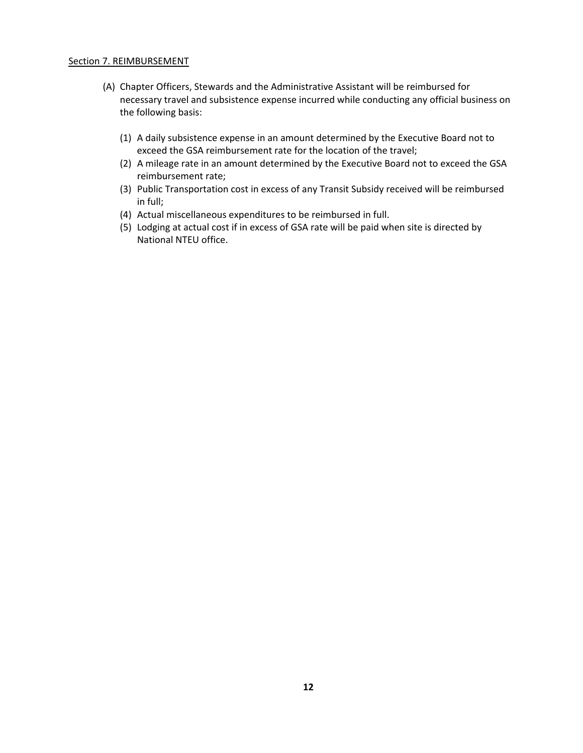Section 7. REIMBURSEMENT

(A) Chapter Officers, Stewards and the Administrative Assistant will be reimbursed for necessary travel and subsistence expense incurred while conducting any official business on the following basis:

   (1) A daily subsistence expense in an amount determined by the Executive Board not to exceed the GSA reimbursement rate for the location of the travel;
   (2) A mileage rate in an amount determined by the Executive Board not to exceed the GSA reimbursement rate;
   (3) Public Transportation cost in excess of any Transit Subsidy received will be reimbursed in full;
   (4) Actual miscellaneous expenditures to be reimbursed in full.
   (5) Lodging at actual cost if in excess of GSA rate will be paid when site is directed by National NTEU office.